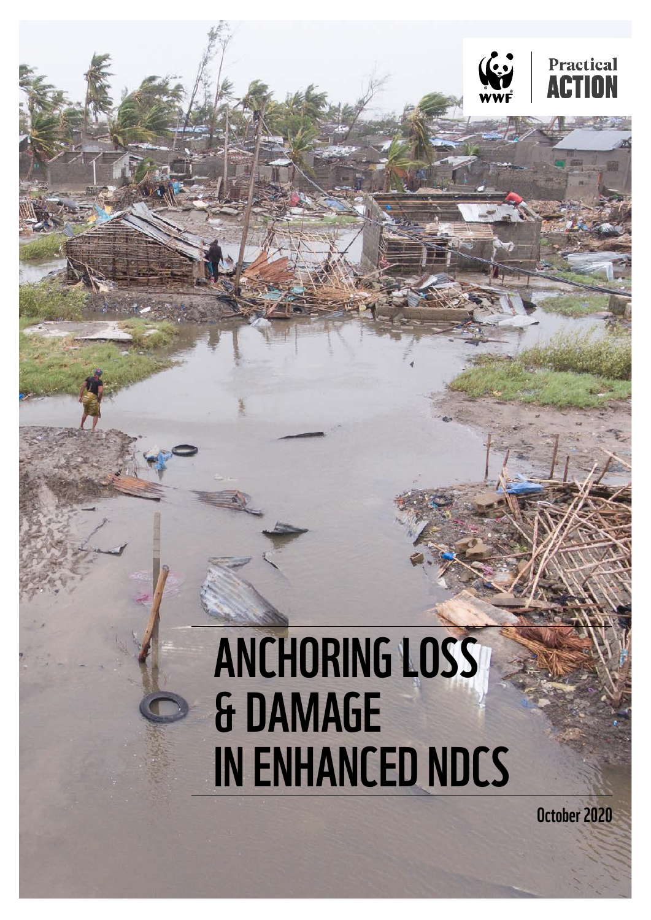WWF | Practical ACTION

# ANCHORING LOSS & DAMAGE IN ENHANCED NDCS

October 2020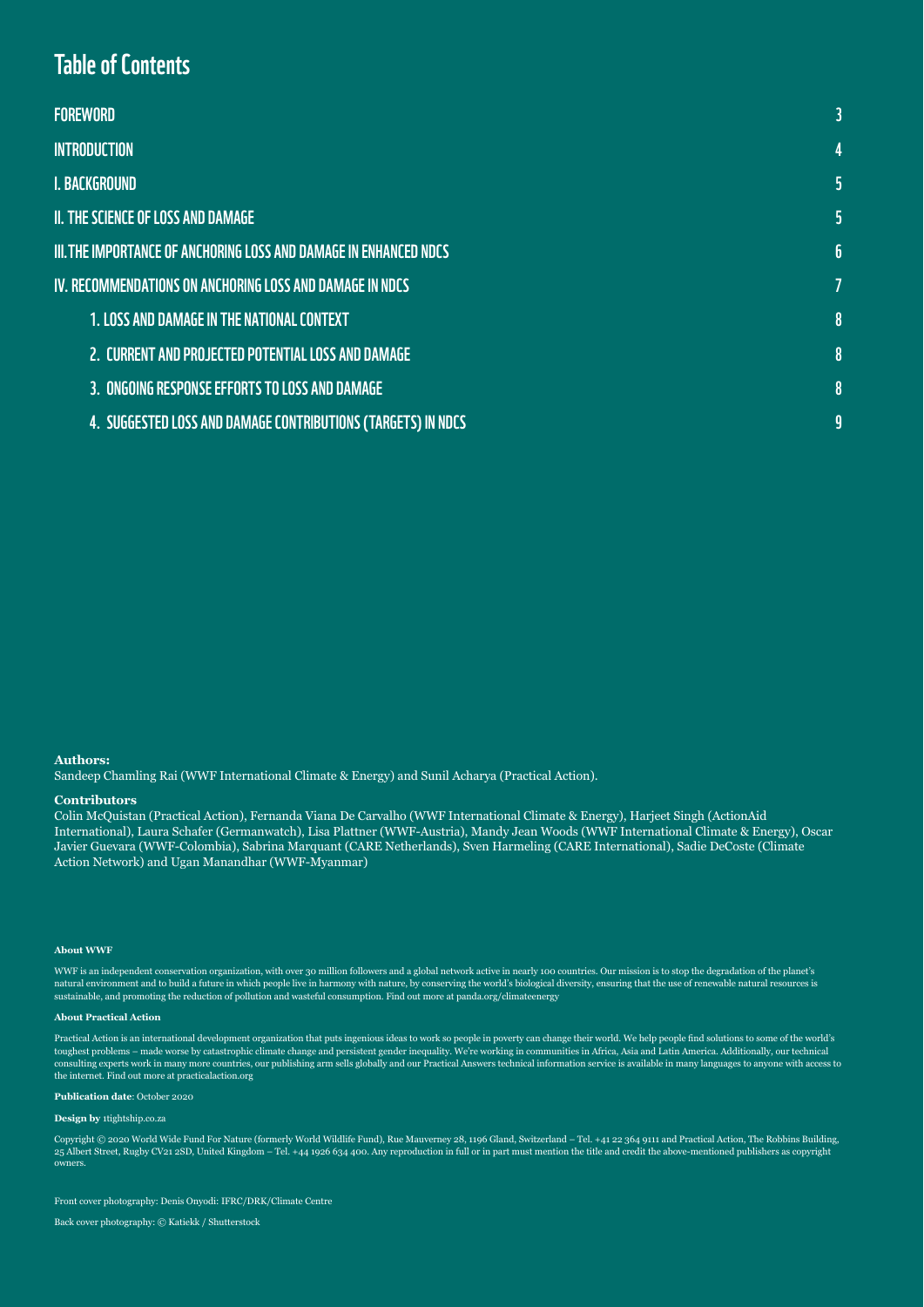# Table of Contents

| | |
|---|---|
| FOREWORD | 3 |
| INTRODUCTION | 4 |
| I. BACKGROUND | 5 |
| II. THE SCIENCE OF LOSS AND DAMAGE | 5 |
| III. THE IMPORTANCE OF ANCHORING LOSS AND DAMAGE IN ENHANCED NDCS | 6 |
| IV. RECOMMENDATIONS ON ANCHORING LOSS AND DAMAGE IN NDCS | 7 |
| 1. LOSS AND DAMAGE IN THE NATIONAL CONTEXT | 8 |
| 2. CURRENT AND PROJECTED POTENTIAL LOSS AND DAMAGE | 8 |
| 3. ONGOING RESPONSE EFFORTS TO LOSS AND DAMAGE | 8 |
| 4. SUGGESTED LOSS AND DAMAGE CONTRIBUTIONS (TARGETS) IN NDCS | 9 |

**Authors:**

Sandeep Chamling Rai (WWF International Climate & Energy) and Sunil Acharya (Practical Action).

**Contributors**

Colin McQuistan (Practical Action), Fernanda Viana De Carvalho (WWF International Climate & Energy), Harjeet Singh (ActionAid International), Laura Schafer (Germanwatch), Lisa Plattner (WWF-Austria), Mandy Jean Woods (WWF International Climate & Energy), Oscar Javier Guevara (WWF-Colombia), Sabrina Marquant (CARE Netherlands), Sven Harmeling (CARE International), Sadie DeCoste (Climate Action Network) and Ugan Manandhar (WWF-Myanmar)

**About WWF**

WWF is an independent conservation organization, with over 30 million followers and a global network active in nearly 100 countries. Our mission is to stop the degradation of the planet's natural environment and to build a future in which people live in harmony with nature, by conserving the world's biological diversity, ensuring that the use of renewable natural resources is sustainable, and promoting the reduction of pollution and wasteful consumption. Find out more at panda.org/climateenergy

**About Practical Action**

Practical Action is an international development organization that puts ingenious ideas to work so people in poverty can change their world. We help people find solutions to some of the world's toughest problems – made worse by catastrophic climate change and persistent gender inequality. We're working in communities in Africa, Asia and Latin America. Additionally, our technical consulting experts work in many more countries, our publishing arm sells globally and our Practical Answers technical information service is available in many languages to anyone with access to the internet. Find out more at practicalaction.org

**Publication date**: October 2020

**Design by** 1tightship.co.za

Copyright © 2020 World Wide Fund For Nature (formerly World Wildlife Fund), Rue Mauverney 28, 1196 Gland, Switzerland – Tel. +41 22 364 9111 and Practical Action, The Robbins Building, 25 Albert Street, Rugby CV21 2SD, United Kingdom – Tel. +44 1926 634 400. Any reproduction in full or in part must mention the title and credit the above-mentioned publishers as copyright owners.

Front cover photography: Denis Onyodi: IFRC/DRK/Climate Centre

Back cover photography: © Katiekk / Shutterstock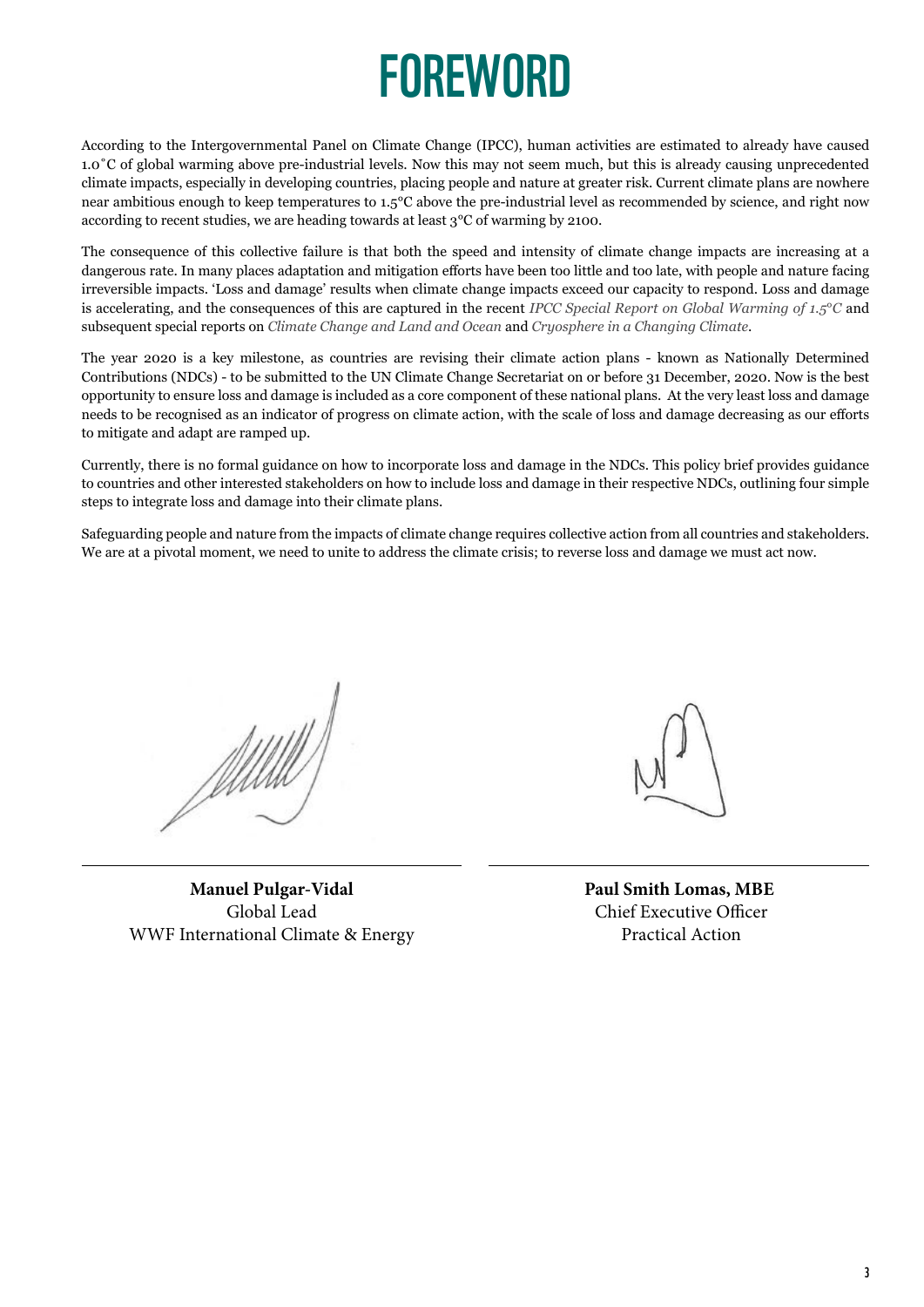# FOREWORD

According to the Intergovernmental Panel on Climate Change (IPCC), human activities are estimated to already have caused 1.0˚C of global warming above pre-industrial levels. Now this may not seem much, but this is already causing unprecedented climate impacts, especially in developing countries, placing people and nature at greater risk. Current climate plans are nowhere near ambitious enough to keep temperatures to 1.5°C above the pre-industrial level as recommended by science, and right now according to recent studies, we are heading towards at least 3°C of warming by 2100.

The consequence of this collective failure is that both the speed and intensity of climate change impacts are increasing at a dangerous rate. In many places adaptation and mitigation efforts have been too little and too late, with people and nature facing irreversible impacts. 'Loss and damage' results when climate change impacts exceed our capacity to respond. Loss and damage is accelerating, and the consequences of this are captured in the recent *IPCC Special Report on Global Warming of 1.5°C* and subsequent special reports on *Climate Change and Land and Ocean* and *Cryosphere in a Changing Climate*.

The year 2020 is a key milestone, as countries are revising their climate action plans - known as Nationally Determined Contributions (NDCs) - to be submitted to the UN Climate Change Secretariat on or before 31 December, 2020. Now is the best opportunity to ensure loss and damage is included as a core component of these national plans. At the very least loss and damage needs to be recognised as an indicator of progress on climate action, with the scale of loss and damage decreasing as our efforts to mitigate and adapt are ramped up.

Currently, there is no formal guidance on how to incorporate loss and damage in the NDCs. This policy brief provides guidance to countries and other interested stakeholders on how to include loss and damage in their respective NDCs, outlining four simple steps to integrate loss and damage into their climate plans.

Safeguarding people and nature from the impacts of climate change requires collective action from all countries and stakeholders. We are at a pivotal moment, we need to unite to address the climate crisis; to reverse loss and damage we must act now.

**Manuel Pulgar-Vidal**
Global Lead
WWF International Climate & Energy

**Paul Smith Lomas, MBE**
Chief Executive Officer
Practical Action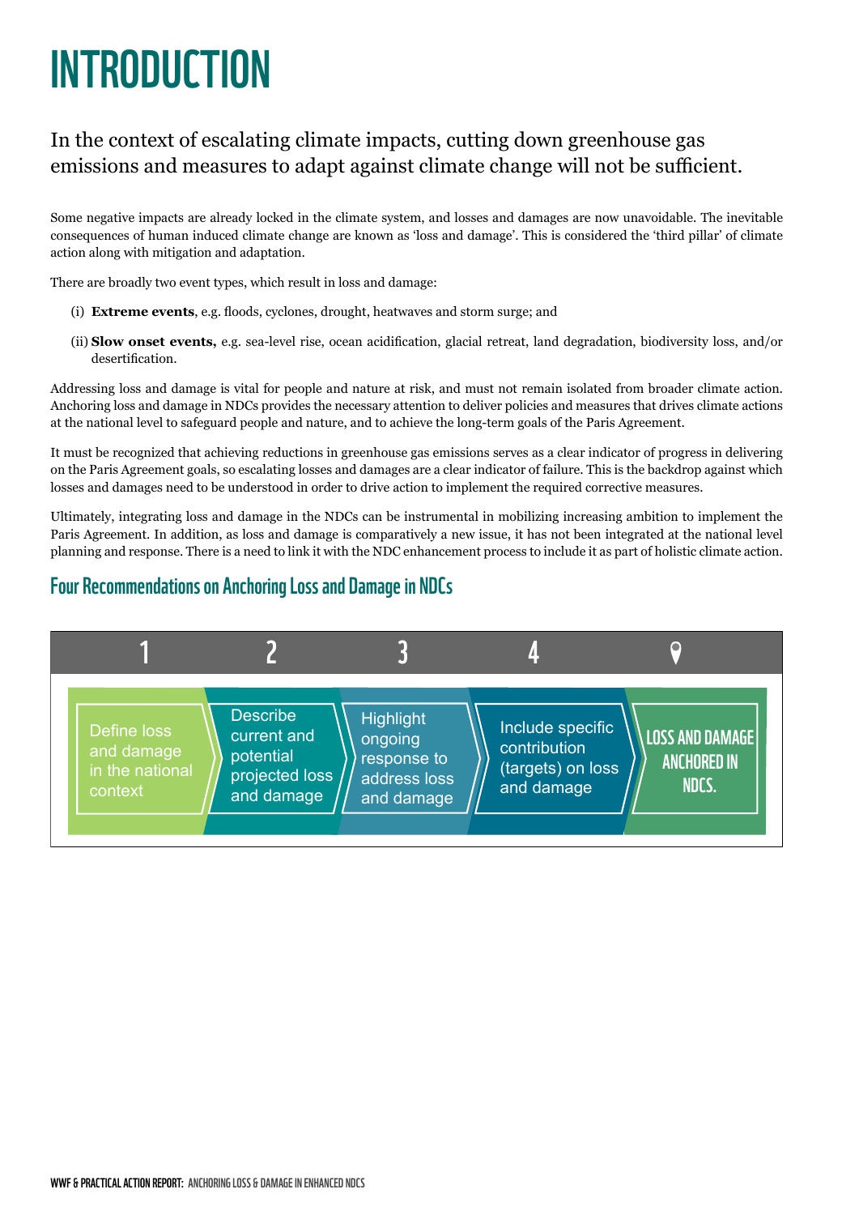# INTRODUCTION

In the context of escalating climate impacts, cutting down greenhouse gas emissions and measures to adapt against climate change will not be sufficient.

Some negative impacts are already locked in the climate system, and losses and damages are now unavoidable. The inevitable consequences of human induced climate change are known as 'loss and damage'. This is considered the 'third pillar' of climate action along with mitigation and adaptation.

There are broadly two event types, which result in loss and damage:

(i) **Extreme events**, e.g. floods, cyclones, drought, heatwaves and storm surge; and

(ii) **Slow onset events,** e.g. sea-level rise, ocean acidification, glacial retreat, land degradation, biodiversity loss, and/or desertification.

Addressing loss and damage is vital for people and nature at risk, and must not remain isolated from broader climate action. Anchoring loss and damage in NDCs provides the necessary attention to deliver policies and measures that drives climate actions at the national level to safeguard people and nature, and to achieve the long-term goals of the Paris Agreement.

It must be recognized that achieving reductions in greenhouse gas emissions serves as a clear indicator of progress in delivering on the Paris Agreement goals, so escalating losses and damages are a clear indicator of failure. This is the backdrop against which losses and damages need to be understood in order to drive action to implement the required corrective measures.

Ultimately, integrating loss and damage in the NDCs can be instrumental in mobilizing increasing ambition to implement the Paris Agreement. In addition, as loss and damage is comparatively a new issue, it has not been integrated at the national level planning and response. There is a need to link it with the NDC enhancement process to include it as part of holistic climate action.

## Four Recommendations on Anchoring Loss and Damage in NDCs

1. Define loss and damage in the national context
2. Describe current and potential projected loss and damage
3. Highlight ongoing response to address loss and damage
4. Include specific contribution (targets) on loss and damage

**LOSS AND DAMAGE ANCHORED IN NDCS.**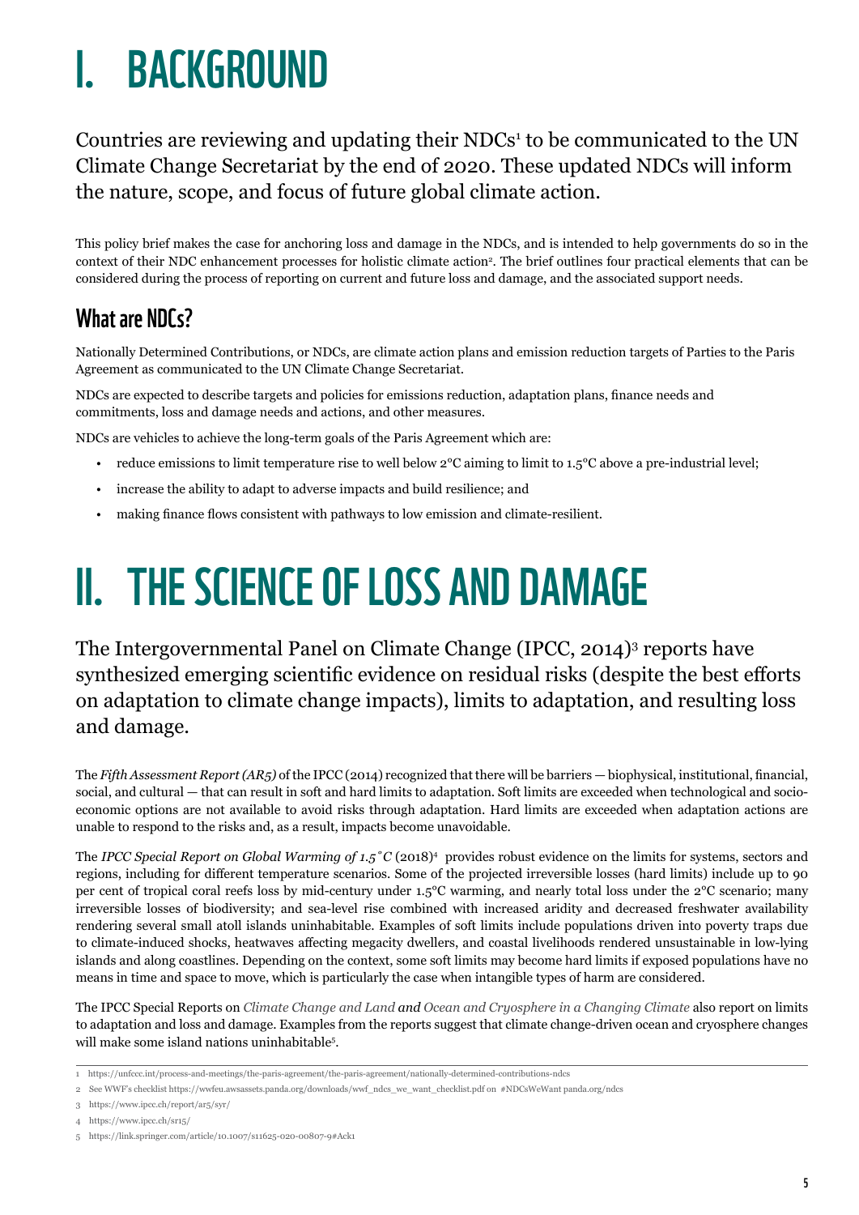# I. BACKGROUND

Countries are reviewing and updating their NDCs[1] to be communicated to the UN Climate Change Secretariat by the end of 2020. These updated NDCs will inform the nature, scope, and focus of future global climate action.

This policy brief makes the case for anchoring loss and damage in the NDCs, and is intended to help governments do so in the context of their NDC enhancement processes for holistic climate action[2]. The brief outlines four practical elements that can be considered during the process of reporting on current and future loss and damage, and the associated support needs.

## What are NDCs?

Nationally Determined Contributions, or NDCs, are climate action plans and emission reduction targets of Parties to the Paris Agreement as communicated to the UN Climate Change Secretariat.

NDCs are expected to describe targets and policies for emissions reduction, adaptation plans, finance needs and commitments, loss and damage needs and actions, and other measures.

NDCs are vehicles to achieve the long-term goals of the Paris Agreement which are:

- reduce emissions to limit temperature rise to well below 2°C aiming to limit to 1.5°C above a pre-industrial level;
- increase the ability to adapt to adverse impacts and build resilience; and
- making finance flows consistent with pathways to low emission and climate-resilient.

# II. THE SCIENCE OF LOSS AND DAMAGE

The Intergovernmental Panel on Climate Change (IPCC, 2014)[3] reports have synthesized emerging scientific evidence on residual risks (despite the best efforts on adaptation to climate change impacts), limits to adaptation, and resulting loss and damage.

The *Fifth Assessment Report (AR5)* of the IPCC (2014) recognized that there will be barriers — biophysical, institutional, financial, social, and cultural — that can result in soft and hard limits to adaptation. Soft limits are exceeded when technological and socio-economic options are not available to avoid risks through adaptation. Hard limits are exceeded when adaptation actions are unable to respond to the risks and, as a result, impacts become unavoidable.

The *IPCC Special Report on Global Warming of 1.5˚C* (2018)[4] provides robust evidence on the limits for systems, sectors and regions, including for different temperature scenarios. Some of the projected irreversible losses (hard limits) include up to 90 per cent of tropical coral reefs loss by mid-century under 1.5°C warming, and nearly total loss under the 2°C scenario; many irreversible losses of biodiversity; and sea-level rise combined with increased aridity and decreased freshwater availability rendering several small atoll islands uninhabitable. Examples of soft limits include populations driven into poverty traps due to climate-induced shocks, heatwaves affecting megacity dwellers, and coastal livelihoods rendered unsustainable in low-lying islands and along coastlines. Depending on the context, some soft limits may become hard limits if exposed populations have no means in time and space to move, which is particularly the case when intangible types of harm are considered.

The IPCC Special Reports on *Climate Change and Land* and *Ocean and Cryosphere in a Changing Climate* also report on limits to adaptation and loss and damage. Examples from the reports suggest that climate change-driven ocean and cryosphere changes will make some island nations uninhabitable[5].

---

1 https://unfccc.int/process-and-meetings/the-paris-agreement/the-paris-agreement/nationally-determined-contributions-ndcs

2 See WWF's checklist https://wwfeu.awsassets.panda.org/downloads/wwf_ndcs_we_want_checklist.pdf on #NDCsWeWant panda.org/ndcs

3 https://www.ipcc.ch/report/ar5/syr/

4 https://www.ipcc.ch/sr15/

5 https://link.springer.com/article/10.1007/s11625-020-00807-9#Ack1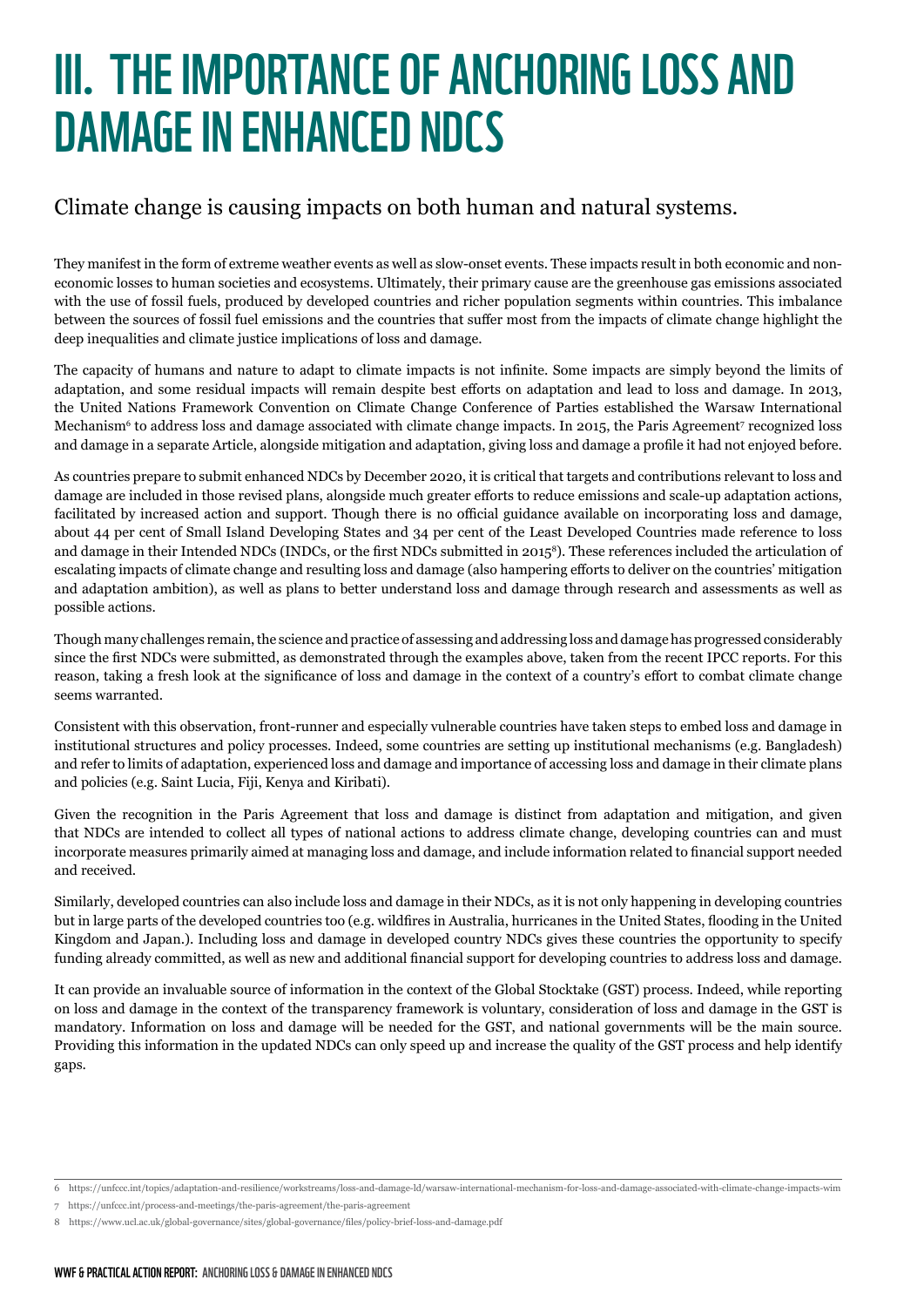# III. THE IMPORTANCE OF ANCHORING LOSS AND DAMAGE IN ENHANCED NDCS

## Climate change is causing impacts on both human and natural systems.

They manifest in the form of extreme weather events as well as slow-onset events. These impacts result in both economic and non-economic losses to human societies and ecosystems. Ultimately, their primary cause are the greenhouse gas emissions associated with the use of fossil fuels, produced by developed countries and richer population segments within countries. This imbalance between the sources of fossil fuel emissions and the countries that suffer most from the impacts of climate change highlight the deep inequalities and climate justice implications of loss and damage.

The capacity of humans and nature to adapt to climate impacts is not infinite. Some impacts are simply beyond the limits of adaptation, and some residual impacts will remain despite best efforts on adaptation and lead to loss and damage. In 2013, the United Nations Framework Convention on Climate Change Conference of Parties established the Warsaw International Mechanism[6] to address loss and damage associated with climate change impacts. In 2015, the Paris Agreement[7] recognized loss and damage in a separate Article, alongside mitigation and adaptation, giving loss and damage a profile it had not enjoyed before.

As countries prepare to submit enhanced NDCs by December 2020, it is critical that targets and contributions relevant to loss and damage are included in those revised plans, alongside much greater efforts to reduce emissions and scale-up adaptation actions, facilitated by increased action and support. Though there is no official guidance available on incorporating loss and damage, about 44 per cent of Small Island Developing States and 34 per cent of the Least Developed Countries made reference to loss and damage in their Intended NDCs (INDCs, or the first NDCs submitted in 2015[8]). These references included the articulation of escalating impacts of climate change and resulting loss and damage (also hampering efforts to deliver on the countries' mitigation and adaptation ambition), as well as plans to better understand loss and damage through research and assessments as well as possible actions.

Though many challenges remain, the science and practice of assessing and addressing loss and damage has progressed considerably since the first NDCs were submitted, as demonstrated through the examples above, taken from the recent IPCC reports. For this reason, taking a fresh look at the significance of loss and damage in the context of a country's effort to combat climate change seems warranted.

Consistent with this observation, front-runner and especially vulnerable countries have taken steps to embed loss and damage in institutional structures and policy processes. Indeed, some countries are setting up institutional mechanisms (e.g. Bangladesh) and refer to limits of adaptation, experienced loss and damage and importance of accessing loss and damage in their climate plans and policies (e.g. Saint Lucia, Fiji, Kenya and Kiribati).

Given the recognition in the Paris Agreement that loss and damage is distinct from adaptation and mitigation, and given that NDCs are intended to collect all types of national actions to address climate change, developing countries can and must incorporate measures primarily aimed at managing loss and damage, and include information related to financial support needed and received.

Similarly, developed countries can also include loss and damage in their NDCs, as it is not only happening in developing countries but in large parts of the developed countries too (e.g. wildfires in Australia, hurricanes in the United States, flooding in the United Kingdom and Japan.). Including loss and damage in developed country NDCs gives these countries the opportunity to specify funding already committed, as well as new and additional financial support for developing countries to address loss and damage.

It can provide an invaluable source of information in the context of the Global Stocktake (GST) process. Indeed, while reporting on loss and damage in the context of the transparency framework is voluntary, consideration of loss and damage in the GST is mandatory. Information on loss and damage will be needed for the GST, and national governments will be the main source. Providing this information in the updated NDCs can only speed up and increase the quality of the GST process and help identify gaps.

---

6 https://unfccc.int/topics/adaptation-and-resilience/workstreams/loss-and-damage-ld/warsaw-international-mechanism-for-loss-and-damage-associated-with-climate-change-impacts-wim

7 https://unfccc.int/process-and-meetings/the-paris-agreement/the-paris-agreement

8 https://www.ucl.ac.uk/global-governance/sites/global-governance/files/policy-brief-loss-and-damage.pdf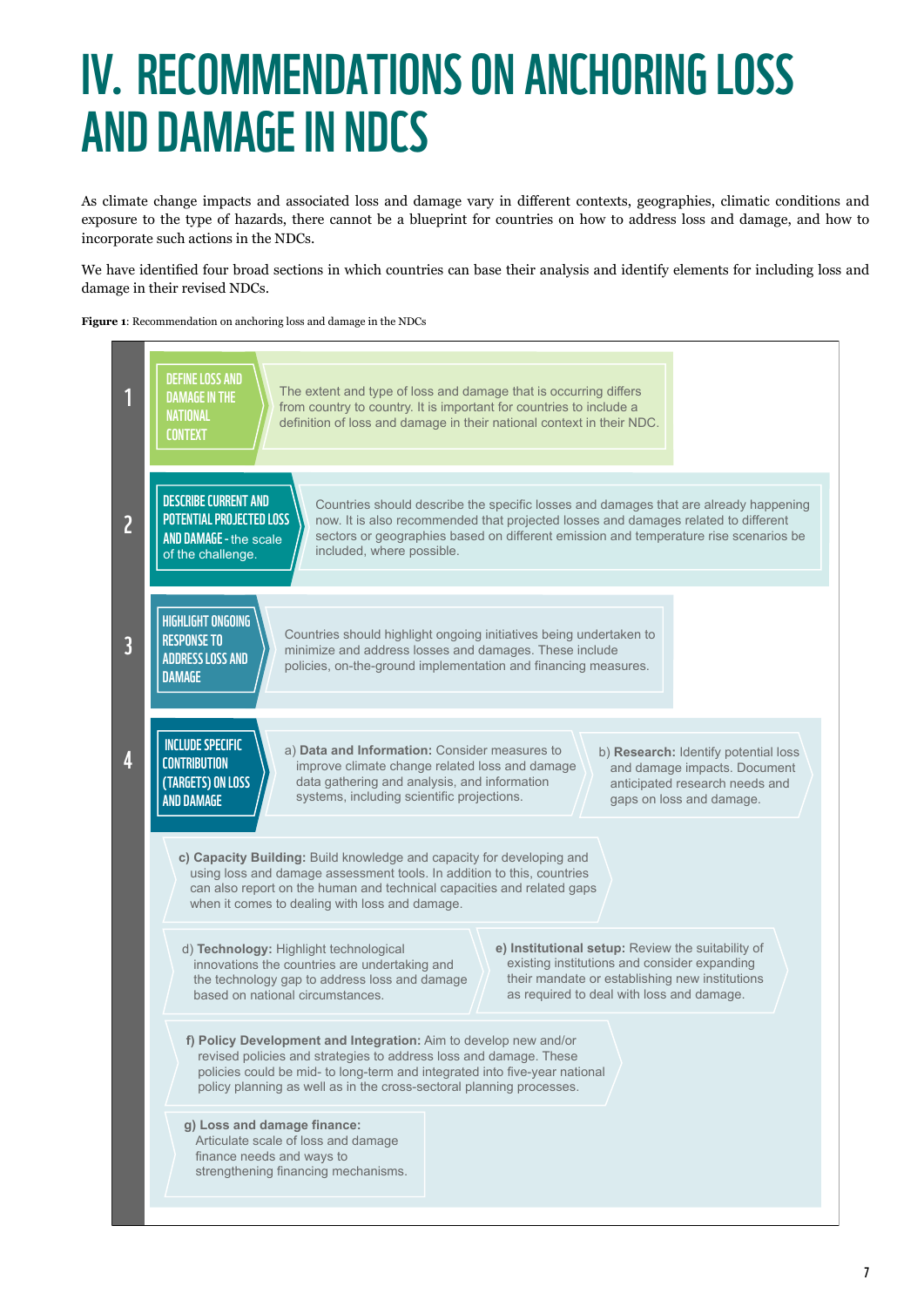# IV. RECOMMENDATIONS ON ANCHORING LOSS AND DAMAGE IN NDCS

As climate change impacts and associated loss and damage vary in different contexts, geographies, climatic conditions and exposure to the type of hazards, there cannot be a blueprint for countries on how to address loss and damage, and how to incorporate such actions in the NDCs.

We have identified four broad sections in which countries can base their analysis and identify elements for including loss and damage in their revised NDCs.

**Figure 1**: Recommendation on anchoring loss and damage in the NDCs

**1 — DEFINE LOSS AND DAMAGE IN THE NATIONAL CONTEXT**

The extent and type of loss and damage that is occurring differs from country to country. It is important for countries to include a definition of loss and damage in their national context in their NDC.

**2 — DESCRIBE CURRENT AND POTENTIAL PROJECTED LOSS AND DAMAGE** - the scale of the challenge.

Countries should describe the specific losses and damages that are already happening now. It is also recommended that projected losses and damages related to different sectors or geographies based on different emission and temperature rise scenarios be included, where possible.

**3 — HIGHLIGHT ONGOING RESPONSE TO ADDRESS LOSS AND DAMAGE**

Countries should highlight ongoing initiatives being undertaken to minimize and address losses and damages. These include policies, on-the-ground implementation and financing measures.

**4 — INCLUDE SPECIFIC CONTRIBUTION (TARGETS) ON LOSS AND DAMAGE**

a) **Data and Information:** Consider measures to improve climate change related loss and damage data gathering and analysis, and information systems, including scientific projections.

b) **Research:** Identify potential loss and damage impacts. Document anticipated research needs and gaps on loss and damage.

c) **Capacity Building:** Build knowledge and capacity for developing and using loss and damage assessment tools. In addition to this, countries can also report on the human and technical capacities and related gaps when it comes to dealing with loss and damage.

d) **Technology:** Highlight technological innovations the countries are undertaking and the technology gap to address loss and damage based on national circumstances.

e) **Institutional setup:** Review the suitability of existing institutions and consider expanding their mandate or establishing new institutions as required to deal with loss and damage.

f) **Policy Development and Integration:** Aim to develop new and/or revised policies and strategies to address loss and damage. These policies could be mid- to long-term and integrated into five-year national policy planning as well as in the cross-sectoral planning processes.

g) **Loss and damage finance:** Articulate scale of loss and damage finance needs and ways to strengthening financing mechanisms.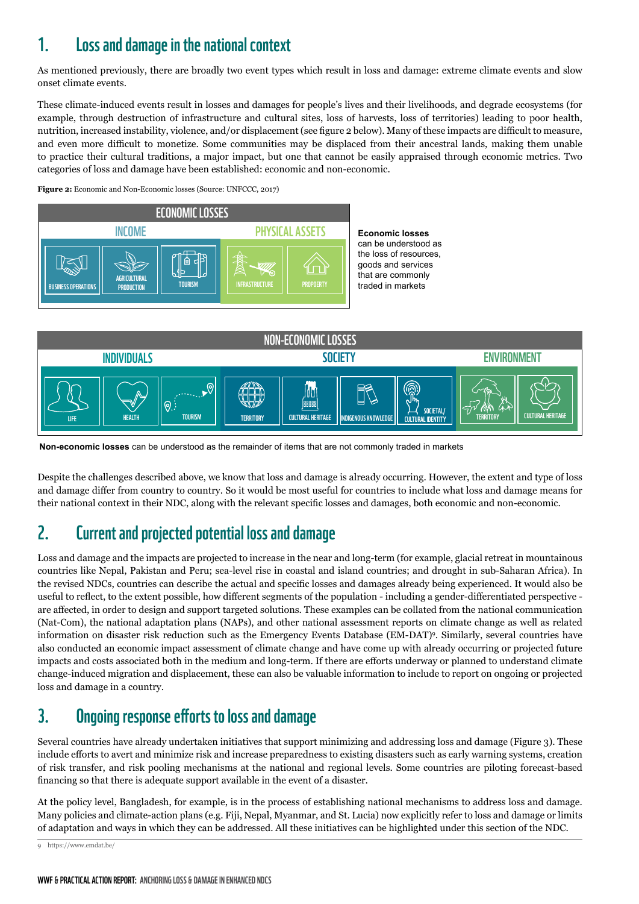## 1. Loss and damage in the national context

As mentioned previously, there are broadly two event types which result in loss and damage: extreme climate events and slow onset climate events.

These climate-induced events result in losses and damages for people's lives and their livelihoods, and degrade ecosystems (for example, through destruction of infrastructure and cultural sites, loss of harvests, loss of territories) leading to poor health, nutrition, increased instability, violence, and/or displacement (see figure 2 below). Many of these impacts are difficult to measure, and even more difficult to monetize. Some communities may be displaced from their ancestral lands, making them unable to practice their cultural traditions, a major impact, but one that cannot be easily appraised through economic metrics. Two categories of loss and damage have been established: economic and non-economic.

**Figure 2:** Economic and Non-Economic losses (Source: UNFCCC, 2017)

| ECONOMIC LOSSES | | | | |
|---|---|---|---|---|
| INCOME | | | PHYSICAL ASSETS | |
| BUSINESS OPERATIONS | AGRICULTURAL PRODUCTION | TOURISM | INFRASTRUCTURE | PROPOERTY |

**Economic losses** can be understood as the loss of resources, goods and services that are commonly traded in markets

| NON-ECONOMIC LOSSES | | | | | | | | |
|---|---|---|---|---|---|---|---|---|
| INDIVIDUALS | | | SOCIETY | | | | ENVIRONMENT | |
| LIFE | HEALTH | TOURISM | TERRITORY | CULTURAL HERITAGE | INDIGENOUS KNOWLEDGE | SOCIETAL/ CULTURAL IDENTITY | TERRITORY | CULTURAL HERITAGE |

**Non-economic losses** can be understood as the remainder of items that are not commonly traded in markets

Despite the challenges described above, we know that loss and damage is already occurring. However, the extent and type of loss and damage differ from country to country. So it would be most useful for countries to include what loss and damage means for their national context in their NDC, along with the relevant specific losses and damages, both economic and non-economic.

## 2. Current and projected potential loss and damage

Loss and damage and the impacts are projected to increase in the near and long-term (for example, glacial retreat in mountainous countries like Nepal, Pakistan and Peru; sea-level rise in coastal and island countries; and drought in sub-Saharan Africa). In the revised NDCs, countries can describe the actual and specific losses and damages already being experienced. It would also be useful to reflect, to the extent possible, how different segments of the population - including a gender-differentiated perspective - are affected, in order to design and support targeted solutions. These examples can be collated from the national communication (Nat-Com), the national adaptation plans (NAPs), and other national assessment reports on climate change as well as related information on disaster risk reduction such as the Emergency Events Database (EM-DAT)[9]. Similarly, several countries have also conducted an economic impact assessment of climate change and have come up with already occurring or projected future impacts and costs associated both in the medium and long-term. If there are efforts underway or planned to understand climate change-induced migration and displacement, these can also be valuable information to include to report on ongoing or projected loss and damage in a country.

## 3. Ongoing response efforts to loss and damage

Several countries have already undertaken initiatives that support minimizing and addressing loss and damage (Figure 3). These include efforts to avert and minimize risk and increase preparedness to existing disasters such as early warning systems, creation of risk transfer, and risk pooling mechanisms at the national and regional levels. Some countries are piloting forecast-based financing so that there is adequate support available in the event of a disaster.

At the policy level, Bangladesh, for example, is in the process of establishing national mechanisms to address loss and damage. Many policies and climate-action plans (e.g. Fiji, Nepal, Myanmar, and St. Lucia) now explicitly refer to loss and damage or limits of adaptation and ways in which they can be addressed. All these initiatives can be highlighted under this section of the NDC.

9 https://www.emdat.be/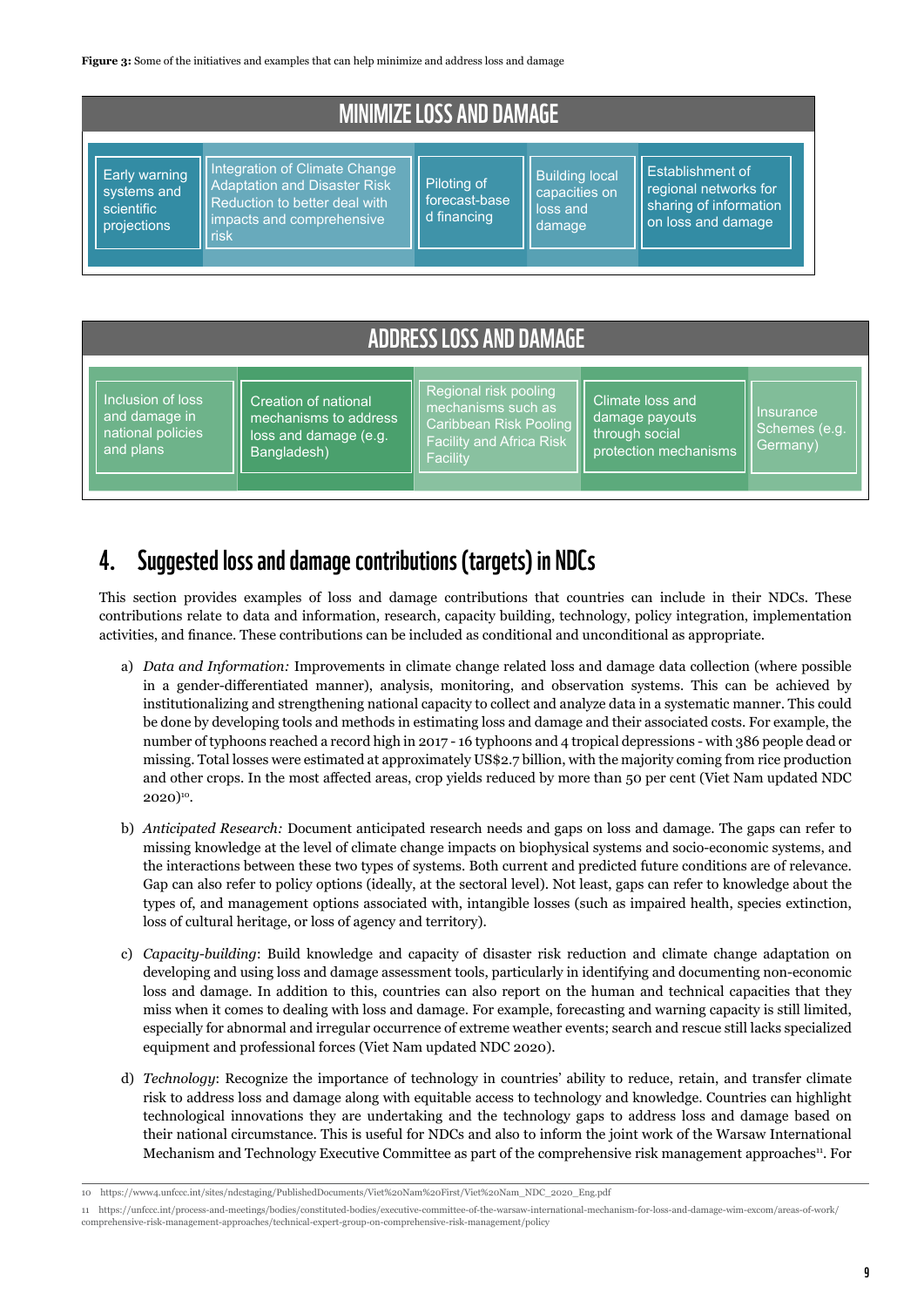**Figure 3:** Some of the initiatives and examples that can help minimize and address loss and damage

| MINIMIZE LOSS AND DAMAGE | | | | |
|---|---|---|---|---|
| Early warning systems and scientific projections | Integration of Climate Change Adaptation and Disaster Risk Reduction to better deal with impacts and comprehensive risk | Piloting of forecast-based financing | Building local capacities on loss and damage | Establishment of regional networks for sharing of information on loss and damage |

| ADDRESS LOSS AND DAMAGE | | | | |
|---|---|---|---|---|
| Inclusion of loss and damage in national policies and plans | Creation of national mechanisms to address loss and damage (e.g. Bangladesh) | Regional risk pooling mechanisms such as Caribbean Risk Pooling Facility and Africa Risk Facility | Climate loss and damage payouts through social protection mechanisms | Insurance Schemes (e.g. Germany) |

## 4. Suggested loss and damage contributions (targets) in NDCs

This section provides examples of loss and damage contributions that countries can include in their NDCs. These contributions relate to data and information, research, capacity building, technology, policy integration, implementation activities, and finance. These contributions can be included as conditional and unconditional as appropriate.

a) *Data and Information:* Improvements in climate change related loss and damage data collection (where possible in a gender-differentiated manner), analysis, monitoring, and observation systems. This can be achieved by institutionalizing and strengthening national capacity to collect and analyze data in a systematic manner. This could be done by developing tools and methods in estimating loss and damage and their associated costs. For example, the number of typhoons reached a record high in 2017 - 16 typhoons and 4 tropical depressions - with 386 people dead or missing. Total losses were estimated at approximately US$2.7 billion, with the majority coming from rice production and other crops. In the most affected areas, crop yields reduced by more than 50 per cent (Viet Nam updated NDC 2020)[10].

b) *Anticipated Research:* Document anticipated research needs and gaps on loss and damage. The gaps can refer to missing knowledge at the level of climate change impacts on biophysical systems and socio-economic systems, and the interactions between these two types of systems. Both current and predicted future conditions are of relevance. Gap can also refer to policy options (ideally, at the sectoral level). Not least, gaps can refer to knowledge about the types of, and management options associated with, intangible losses (such as impaired health, species extinction, loss of cultural heritage, or loss of agency and territory).

c) *Capacity-building*: Build knowledge and capacity of disaster risk reduction and climate change adaptation on developing and using loss and damage assessment tools, particularly in identifying and documenting non-economic loss and damage. In addition to this, countries can also report on the human and technical capacities that they miss when it comes to dealing with loss and damage. For example, forecasting and warning capacity is still limited, especially for abnormal and irregular occurrence of extreme weather events; search and rescue still lacks specialized equipment and professional forces (Viet Nam updated NDC 2020).

d) *Technology*: Recognize the importance of technology in countries' ability to reduce, retain, and transfer climate risk to address loss and damage along with equitable access to technology and knowledge. Countries can highlight technological innovations they are undertaking and the technology gaps to address loss and damage based on their national circumstance. This is useful for NDCs and also to inform the joint work of the Warsaw International Mechanism and Technology Executive Committee as part of the comprehensive risk management approaches[11]. For

10 https://www4.unfccc.int/sites/ndcstaging/PublishedDocuments/Viet%20Nam%20First/Viet%20Nam_NDC_2020_Eng.pdf

11 https://unfccc.int/process-and-meetings/bodies/constituted-bodies/executive-committee-of-the-warsaw-international-mechanism-for-loss-and-damage-wim-excom/areas-of-work/comprehensive-risk-management-approaches/technical-expert-group-on-comprehensive-risk-management/policy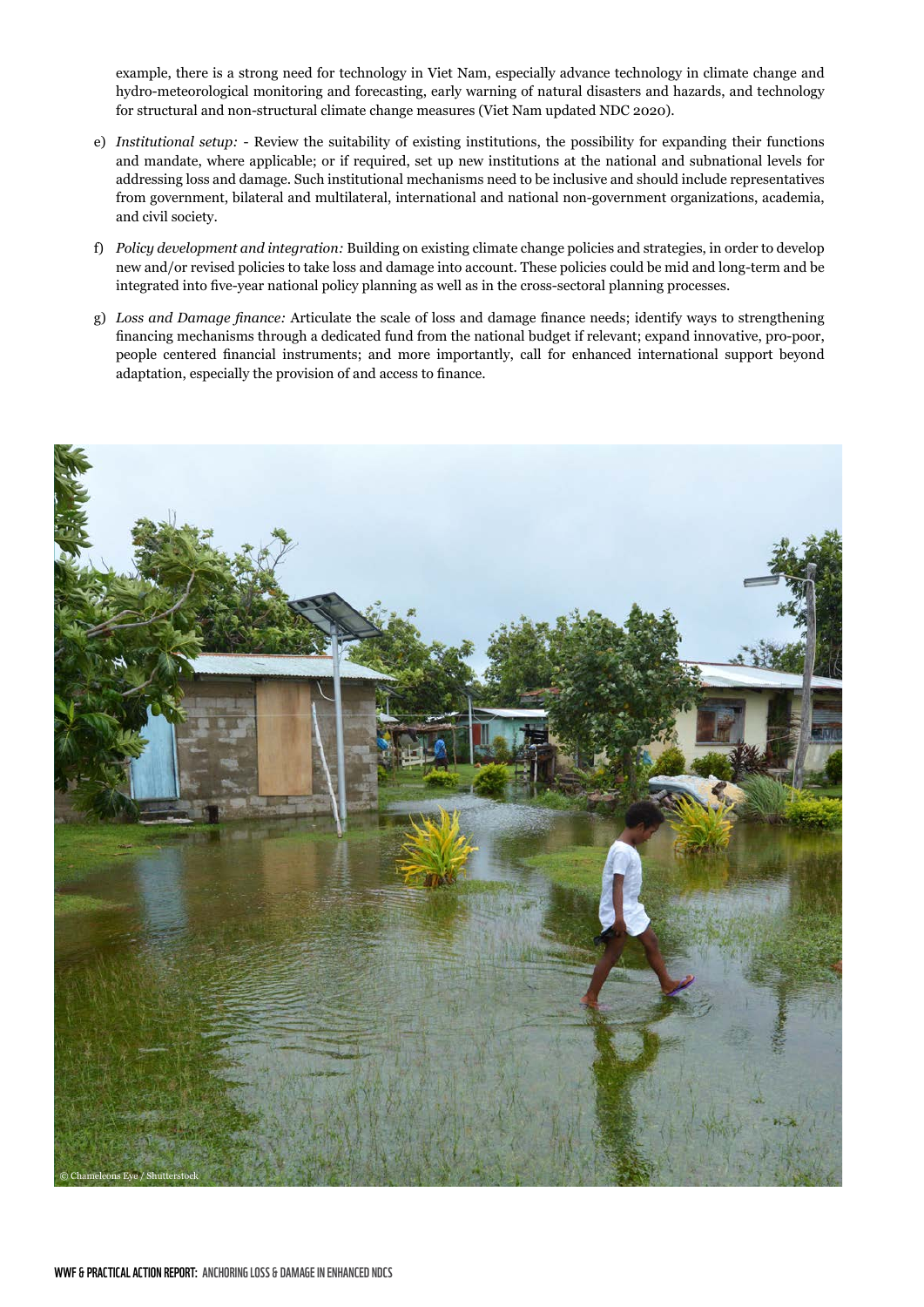example, there is a strong need for technology in Viet Nam, especially advance technology in climate change and hydro-meteorological monitoring and forecasting, early warning of natural disasters and hazards, and technology for structural and non-structural climate change measures (Viet Nam updated NDC 2020).

e) *Institutional setup:* - Review the suitability of existing institutions, the possibility for expanding their functions and mandate, where applicable; or if required, set up new institutions at the national and subnational levels for addressing loss and damage. Such institutional mechanisms need to be inclusive and should include representatives from government, bilateral and multilateral, international and national non-government organizations, academia, and civil society.

f) *Policy development and integration:* Building on existing climate change policies and strategies, in order to develop new and/or revised policies to take loss and damage into account. These policies could be mid and long-term and be integrated into five-year national policy planning as well as in the cross-sectoral planning processes.

g) *Loss and Damage finance:* Articulate the scale of loss and damage finance needs; identify ways to strengthening financing mechanisms through a dedicated fund from the national budget if relevant; expand innovative, pro-poor, people centered financial instruments; and more importantly, call for enhanced international support beyond adaptation, especially the provision of and access to finance.

© Chameleons Eye / Shutterstock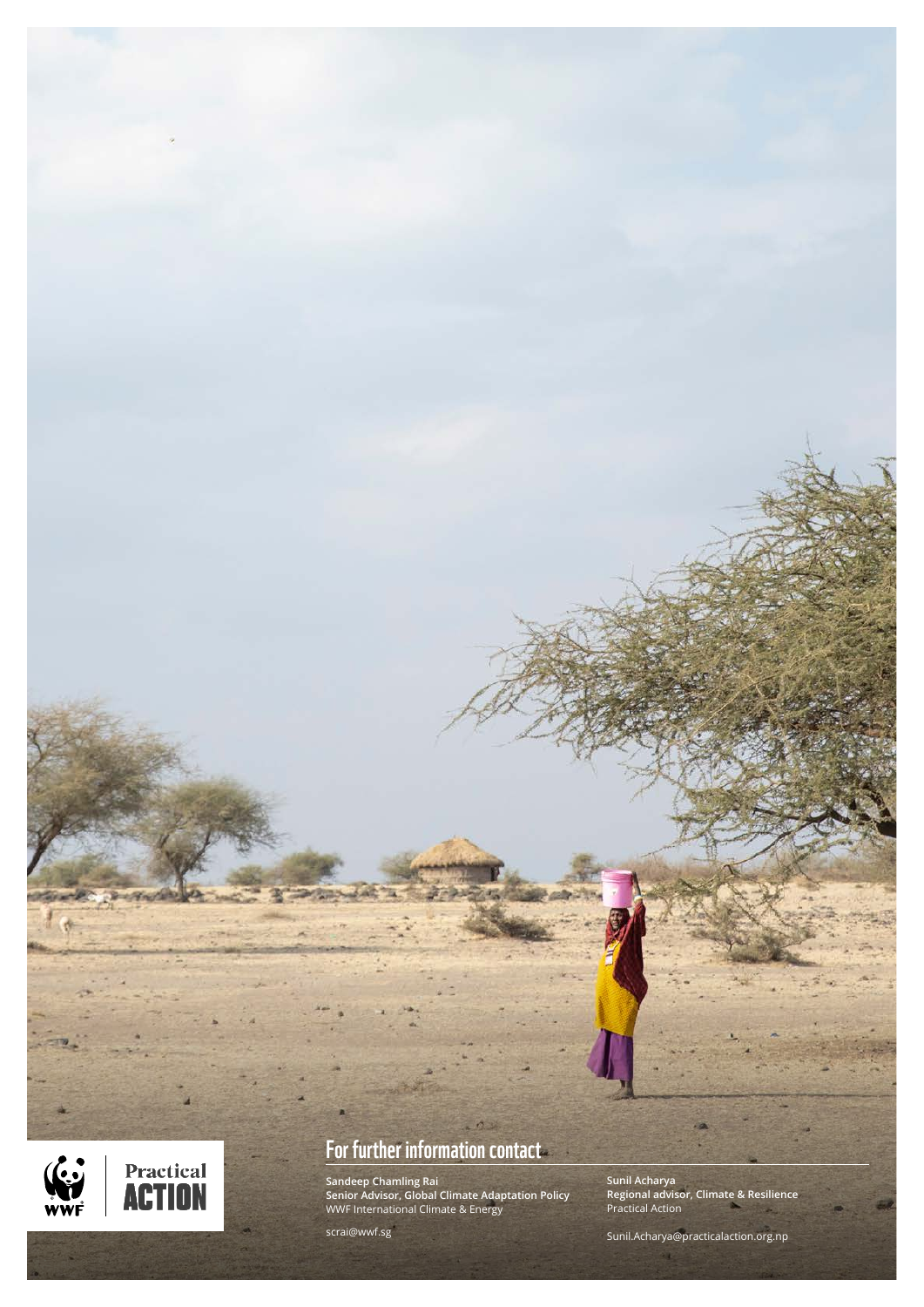## For further information contact

**Sandeep Chamling Rai**
**Senior Advisor, Global Climate Adaptation Policy**
WWF International Climate & Energy

scrai@wwf.sg

**Sunil Acharya**
**Regional advisor, Climate & Resilience**
Practical Action

Sunil.Acharya@practicalaction.org.np